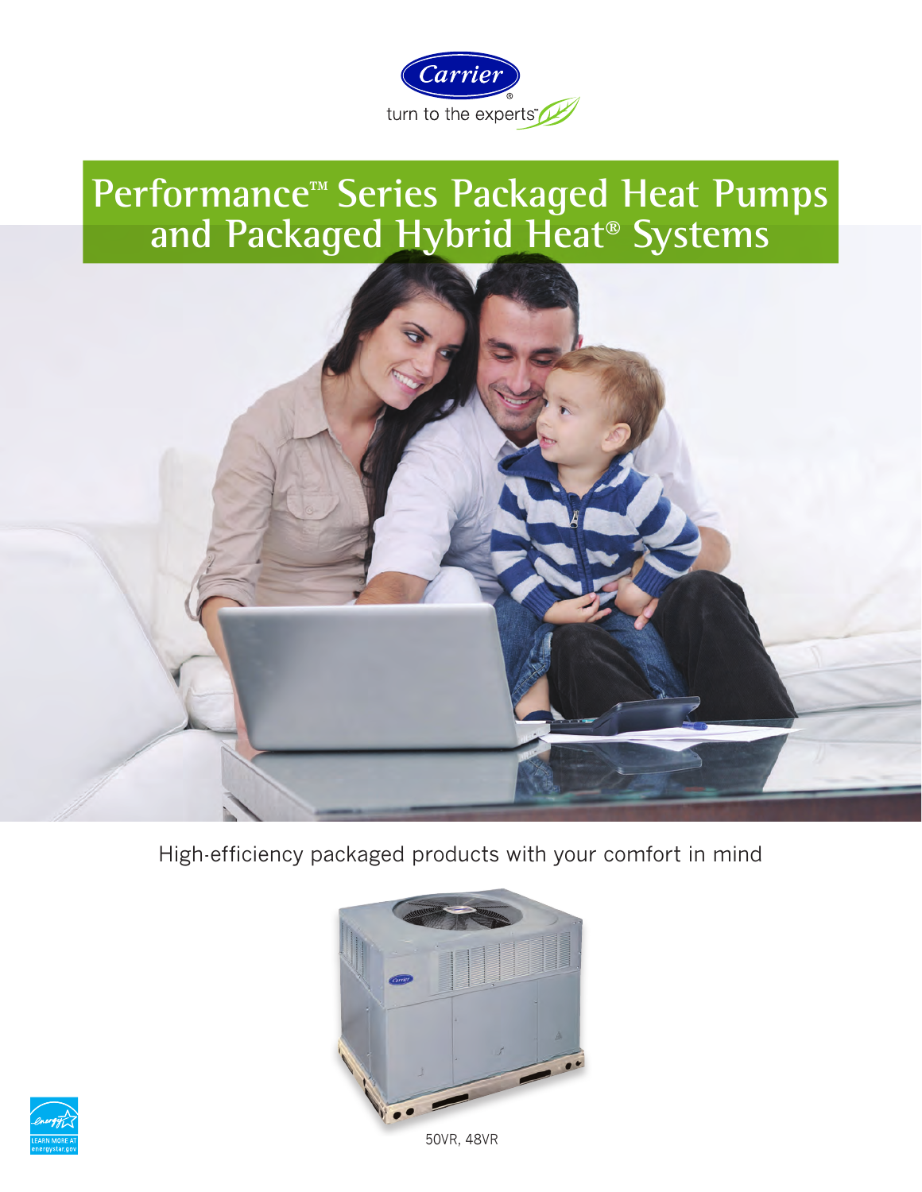Carrier

turn to the experts™

# Performance™ Series Packaged Heat Pumps and Packaged Hybrid Heat® Systems

High-efficiency packaged products with your comfort in mind

50VR, 48VR

LEARN MORE AT energystar.gov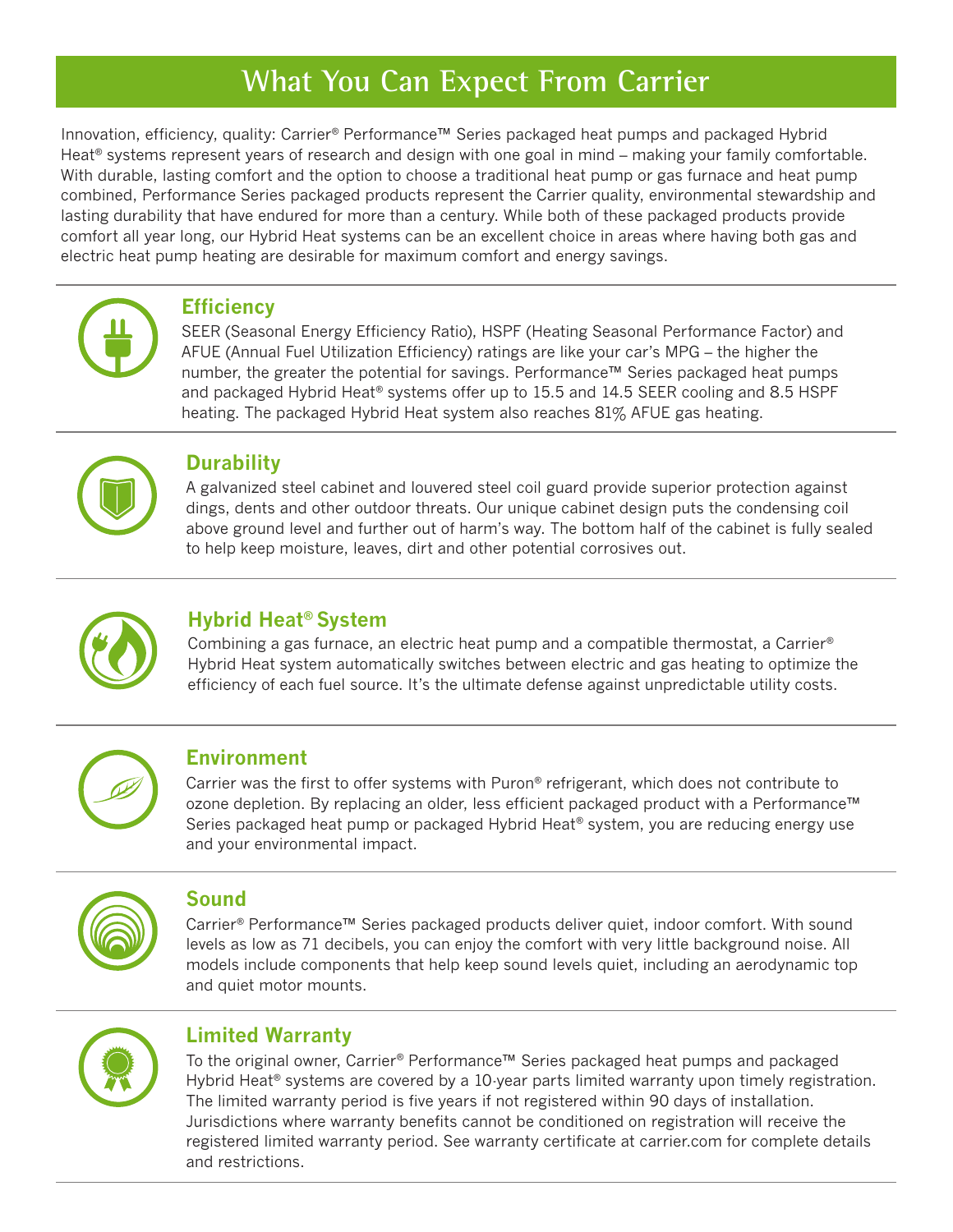# What You Can Expect From Carrier

Innovation, efficiency, quality: Carrier® Performance™ Series packaged heat pumps and packaged Hybrid Heat® systems represent years of research and design with one goal in mind – making your family comfortable. With durable, lasting comfort and the option to choose a traditional heat pump or gas furnace and heat pump combined, Performance Series packaged products represent the Carrier quality, environmental stewardship and lasting durability that have endured for more than a century. While both of these packaged products provide comfort all year long, our Hybrid Heat systems can be an excellent choice in areas where having both gas and electric heat pump heating are desirable for maximum comfort and energy savings.

## Efficiency

SEER (Seasonal Energy Efficiency Ratio), HSPF (Heating Seasonal Performance Factor) and AFUE (Annual Fuel Utilization Efficiency) ratings are like your car's MPG – the higher the number, the greater the potential for savings. Performance™ Series packaged heat pumps and packaged Hybrid Heat® systems offer up to 15.5 and 14.5 SEER cooling and 8.5 HSPF heating. The packaged Hybrid Heat system also reaches 81% AFUE gas heating.

## Durability

A galvanized steel cabinet and louvered steel coil guard provide superior protection against dings, dents and other outdoor threats. Our unique cabinet design puts the condensing coil above ground level and further out of harm's way. The bottom half of the cabinet is fully sealed to help keep moisture, leaves, dirt and other potential corrosives out.

## Hybrid Heat® System

Combining a gas furnace, an electric heat pump and a compatible thermostat, a Carrier® Hybrid Heat system automatically switches between electric and gas heating to optimize the efficiency of each fuel source. It's the ultimate defense against unpredictable utility costs.

## Environment

Carrier was the first to offer systems with Puron® refrigerant, which does not contribute to ozone depletion. By replacing an older, less efficient packaged product with a Performance™ Series packaged heat pump or packaged Hybrid Heat® system, you are reducing energy use and your environmental impact.

## Sound

Carrier® Performance™ Series packaged products deliver quiet, indoor comfort. With sound levels as low as 71 decibels, you can enjoy the comfort with very little background noise. All models include components that help keep sound levels quiet, including an aerodynamic top and quiet motor mounts.

## Limited Warranty

To the original owner, Carrier® Performance™ Series packaged heat pumps and packaged Hybrid Heat® systems are covered by a 10-year parts limited warranty upon timely registration. The limited warranty period is five years if not registered within 90 days of installation. Jurisdictions where warranty benefits cannot be conditioned on registration will receive the registered limited warranty period. See warranty certificate at carrier.com for complete details and restrictions.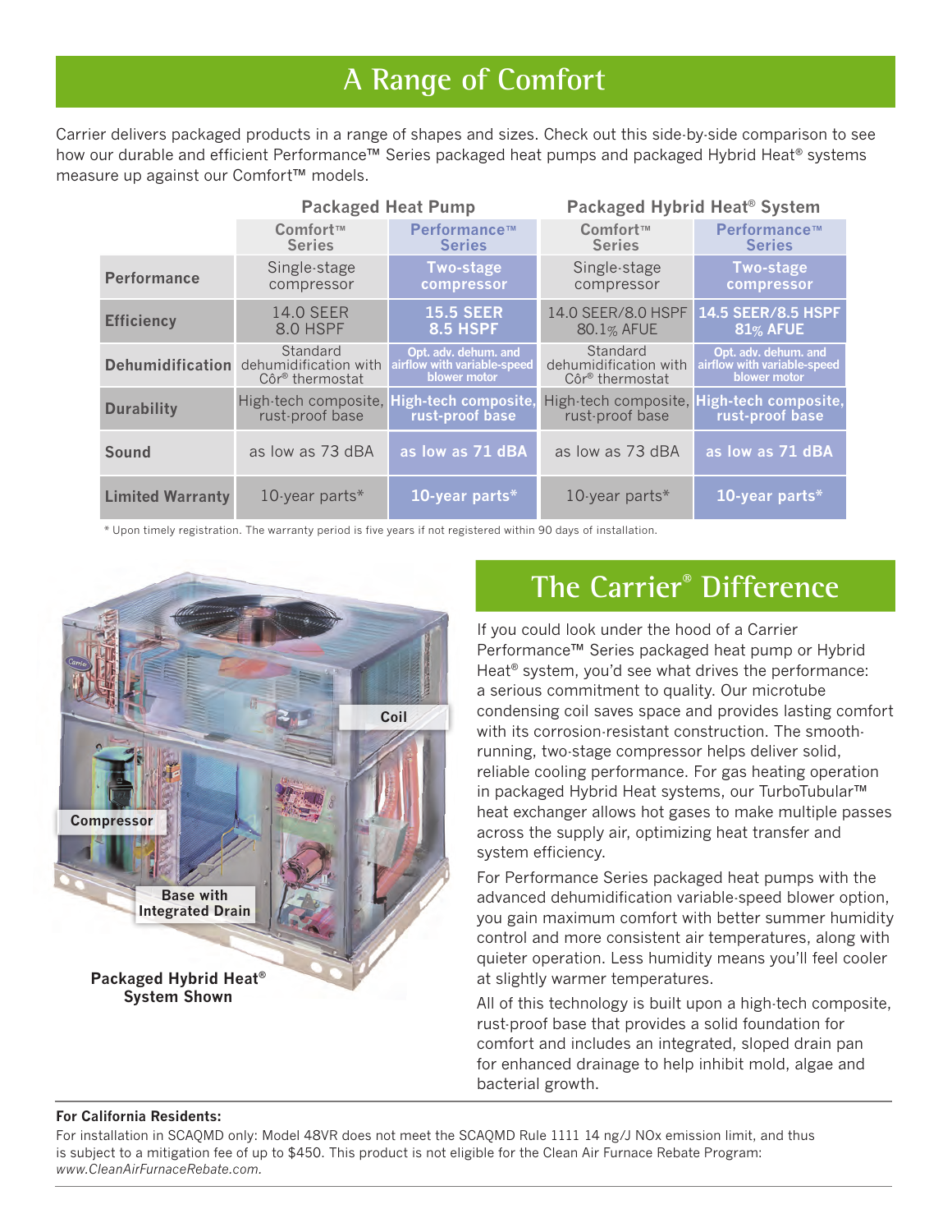# A Range of Comfort

Carrier delivers packaged products in a range of shapes and sizes. Check out this side-by-side comparison to see how our durable and efficient Performance™ Series packaged heat pumps and packaged Hybrid Heat® systems measure up against our Comfort™ models.

| | Packaged Heat Pump | | Packaged Hybrid Heat® System | |
|---|---|---|---|---|
| | Comfort™ Series | Performance™ Series | Comfort™ Series | Performance™ Series |
| **Performance** | Single-stage compressor | **Two-stage compressor** | Single-stage compressor | **Two-stage compressor** |
| **Efficiency** | 14.0 SEER 8.0 HSPF | **15.5 SEER 8.5 HSPF** | 14.0 SEER/8.0 HSPF 80.1% AFUE | **14.5 SEER/8.5 HSPF 81% AFUE** |
| **Dehumidification** | Standard dehumidification with Côr® thermostat | **Opt. adv. dehum. and airflow with variable-speed blower motor** | Standard dehumidification with Côr® thermostat | **Opt. adv. dehum. and airflow with variable-speed blower motor** |
| **Durability** | High-tech composite, rust-proof base | **High-tech composite, rust-proof base** | High-tech composite, rust-proof base | **High-tech composite, rust-proof base** |
| **Sound** | as low as 73 dBA | **as low as 71 dBA** | as low as 73 dBA | **as low as 71 dBA** |
| **Limited Warranty** | 10-year parts* | **10-year parts*** | 10-year parts* | **10-year parts*** |

* Upon timely registration. The warranty period is five years if not registered within 90 days of installation.

Coil

Compressor

Base with Integrated Drain

**Packaged Hybrid Heat® System Shown**

## The Carrier® Difference

If you could look under the hood of a Carrier Performance™ Series packaged heat pump or Hybrid Heat® system, you'd see what drives the performance: a serious commitment to quality. Our microtube condensing coil saves space and provides lasting comfort with its corrosion-resistant construction. The smooth-running, two-stage compressor helps deliver solid, reliable cooling performance. For gas heating operation in packaged Hybrid Heat systems, our TurboTubular™ heat exchanger allows hot gases to make multiple passes across the supply air, optimizing heat transfer and system efficiency.

For Performance Series packaged heat pumps with the advanced dehumidification variable-speed blower option, you gain maximum comfort with better summer humidity control and more consistent air temperatures, along with quieter operation. Less humidity means you'll feel cooler at slightly warmer temperatures.

All of this technology is built upon a high-tech composite, rust-proof base that provides a solid foundation for comfort and includes an integrated, sloped drain pan for enhanced drainage to help inhibit mold, algae and bacterial growth.

**For California Residents:**

For installation in SCAQMD only: Model 48VR does not meet the SCAQMD Rule 1111 14 ng/J NOx emission limit, and thus is subject to a mitigation fee of up to $450. This product is not eligible for the Clean Air Furnace Rebate Program: *www.CleanAirFurnaceRebate.com.*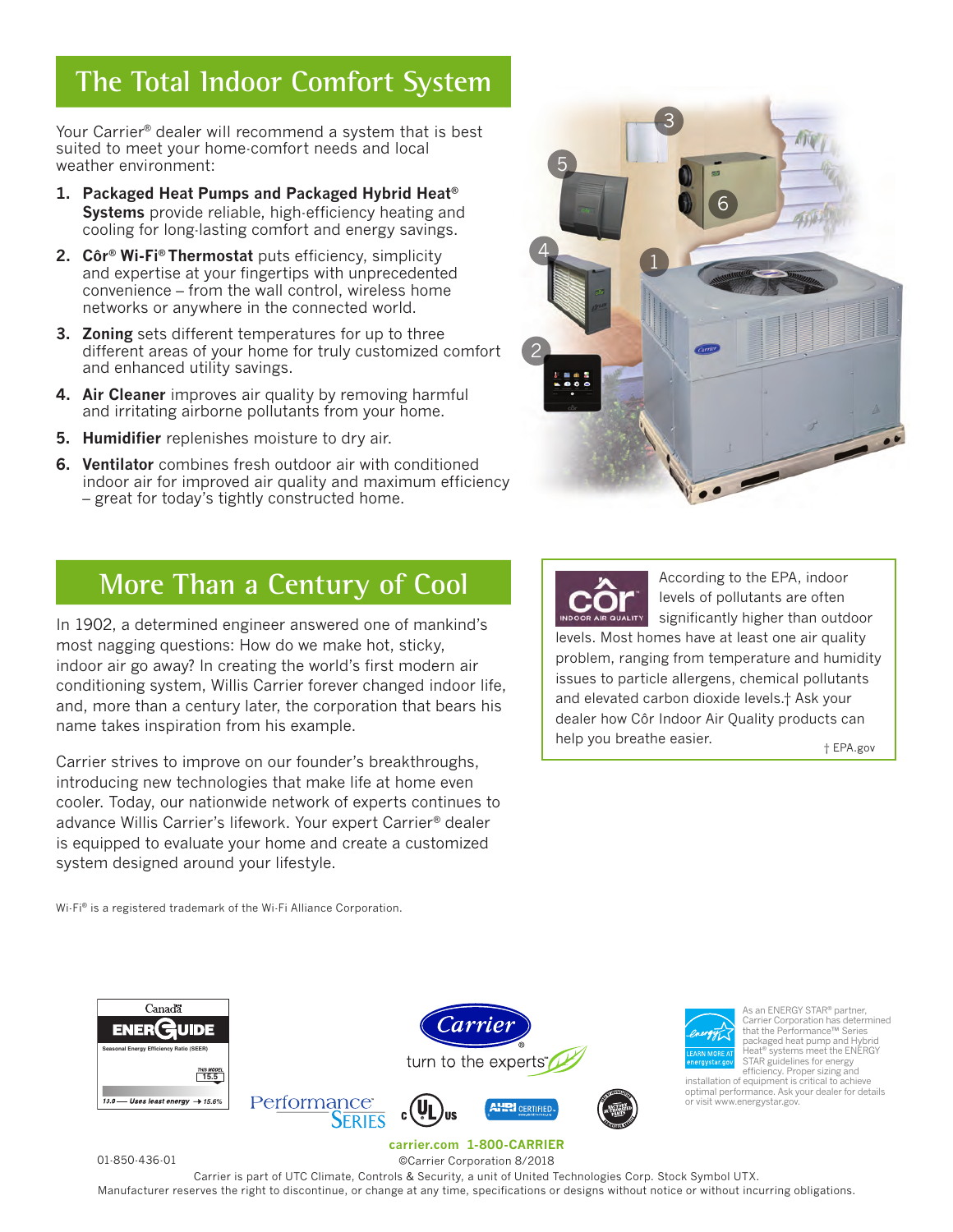## The Total Indoor Comfort System

Your Carrier® dealer will recommend a system that is best suited to meet your home-comfort needs and local weather environment:

1. **Packaged Heat Pumps and Packaged Hybrid Heat® Systems** provide reliable, high-efficiency heating and cooling for long-lasting comfort and energy savings.
2. **Côr® Wi-Fi® Thermostat** puts efficiency, simplicity and expertise at your fingertips with unprecedented convenience – from the wall control, wireless home networks or anywhere in the connected world.
3. **Zoning** sets different temperatures for up to three different areas of your home for truly customized comfort and enhanced utility savings.
4. **Air Cleaner** improves air quality by removing harmful and irritating airborne pollutants from your home.
5. **Humidifier** replenishes moisture to dry air.
6. **Ventilator** combines fresh outdoor air with conditioned indoor air for improved air quality and maximum efficiency – great for today's tightly constructed home.

## More Than a Century of Cool

In 1902, a determined engineer answered one of mankind's most nagging questions: How do we make hot, sticky, indoor air go away? In creating the world's first modern air conditioning system, Willis Carrier forever changed indoor life, and, more than a century later, the corporation that bears his name takes inspiration from his example.

Carrier strives to improve on our founder's breakthroughs, introducing new technologies that make life at home even cooler. Today, our nationwide network of experts continues to advance Willis Carrier's lifework. Your expert Carrier® dealer is equipped to evaluate your home and create a customized system designed around your lifestyle.

côr INDOOR AIR QUALITY

According to the EPA, indoor levels of pollutants are often significantly higher than outdoor levels. Most homes have at least one air quality problem, ranging from temperature and humidity issues to particle allergens, chemical pollutants and elevated carbon dioxide levels.† Ask your dealer how Côr Indoor Air Quality products can help you breathe easier.

† EPA.gov

Wi-Fi® is a registered trademark of the Wi-Fi Alliance Corporation.

Canada ENERGUIDE
Seasonal Energy Efficiency Ratio (SEER)
THIS MODEL 15.5
13.0 — Uses least energy → 15.6%

Performance Series

Carrier
turn to the experts

As an ENERGY STAR® partner, Carrier Corporation has determined that the Performance™ Series packaged heat pump and Hybrid Heat® systems meet the ENERGY STAR guidelines for energy efficiency. Proper sizing and installation of equipment is critical to achieve optimal performance. Ask your dealer for details or visit www.energystar.gov.

LEARN MORE AT energystar.gov

**carrier.com 1-800-CARRIER**

01-850-436-01

©Carrier Corporation 8/2018

Carrier is part of UTC Climate, Controls & Security, a unit of United Technologies Corp. Stock Symbol UTX.
Manufacturer reserves the right to discontinue, or change at any time, specifications or designs without notice or without incurring obligations.